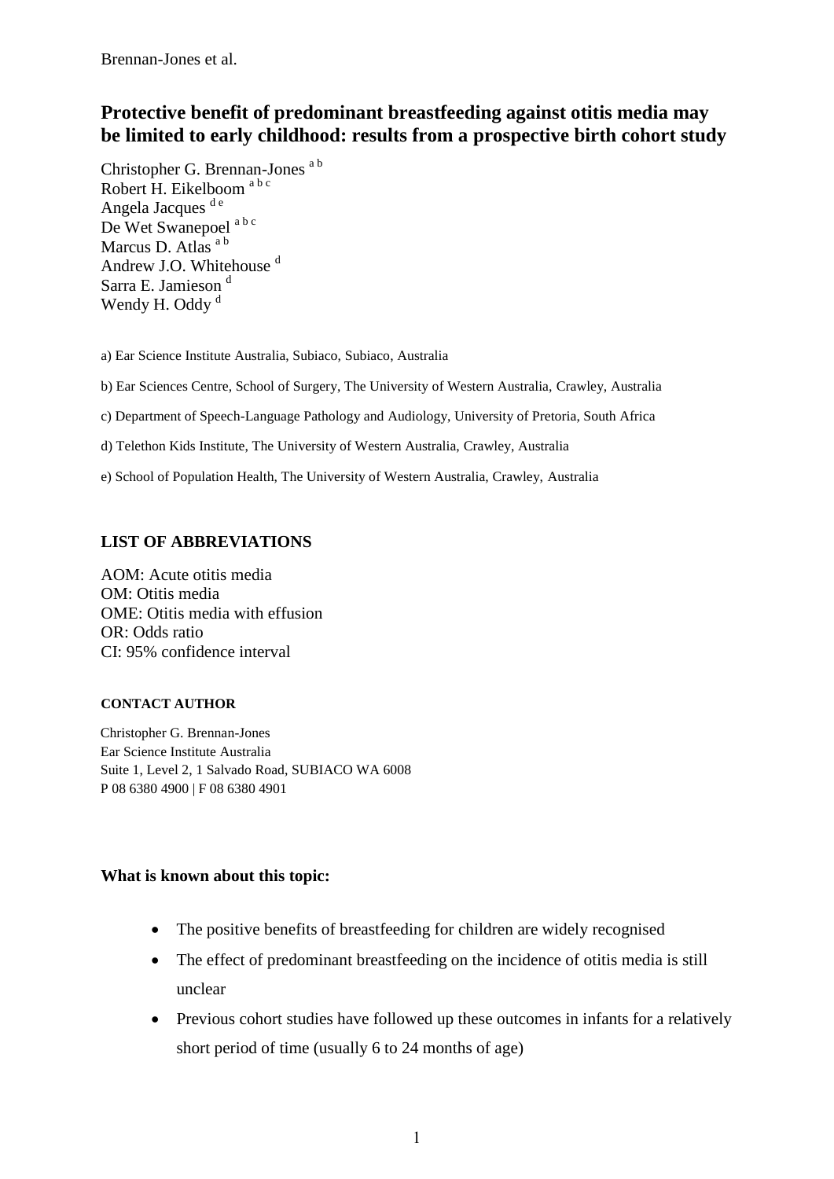# Protective benefit of predominant breastfeeding against otitis media may be limited to early childhood: results from a prospective birth cohort study

Christopher G. Brennan-Jones [a b]
Robert H. Eikelboom [a b c]
Angela Jacques [d e]
De Wet Swanepoel [a b c]
Marcus D. Atlas [a b]
Andrew J.O. Whitehouse [d]
Sarra E. Jamieson [d]
Wendy H. Oddy [d]

a) Ear Science Institute Australia, Subiaco, Subiaco, Australia

b) Ear Sciences Centre, School of Surgery, The University of Western Australia, Crawley, Australia

c) Department of Speech-Language Pathology and Audiology, University of Pretoria, South Africa

d) Telethon Kids Institute, The University of Western Australia, Crawley, Australia

e) School of Population Health, The University of Western Australia, Crawley, Australia

## LIST OF ABBREVIATIONS

AOM: Acute otitis media
OM: Otitis media
OME: Otitis media with effusion
OR: Odds ratio
CI: 95% confidence interval

#### CONTACT AUTHOR

Christopher G. Brennan-Jones
Ear Science Institute Australia
Suite 1, Level 2, 1 Salvado Road, SUBIACO WA 6008
P 08 6380 4900 | F 08 6380 4901

### What is known about this topic:

- The positive benefits of breastfeeding for children are widely recognised
- The effect of predominant breastfeeding on the incidence of otitis media is still unclear
- Previous cohort studies have followed up these outcomes in infants for a relatively short period of time (usually 6 to 24 months of age)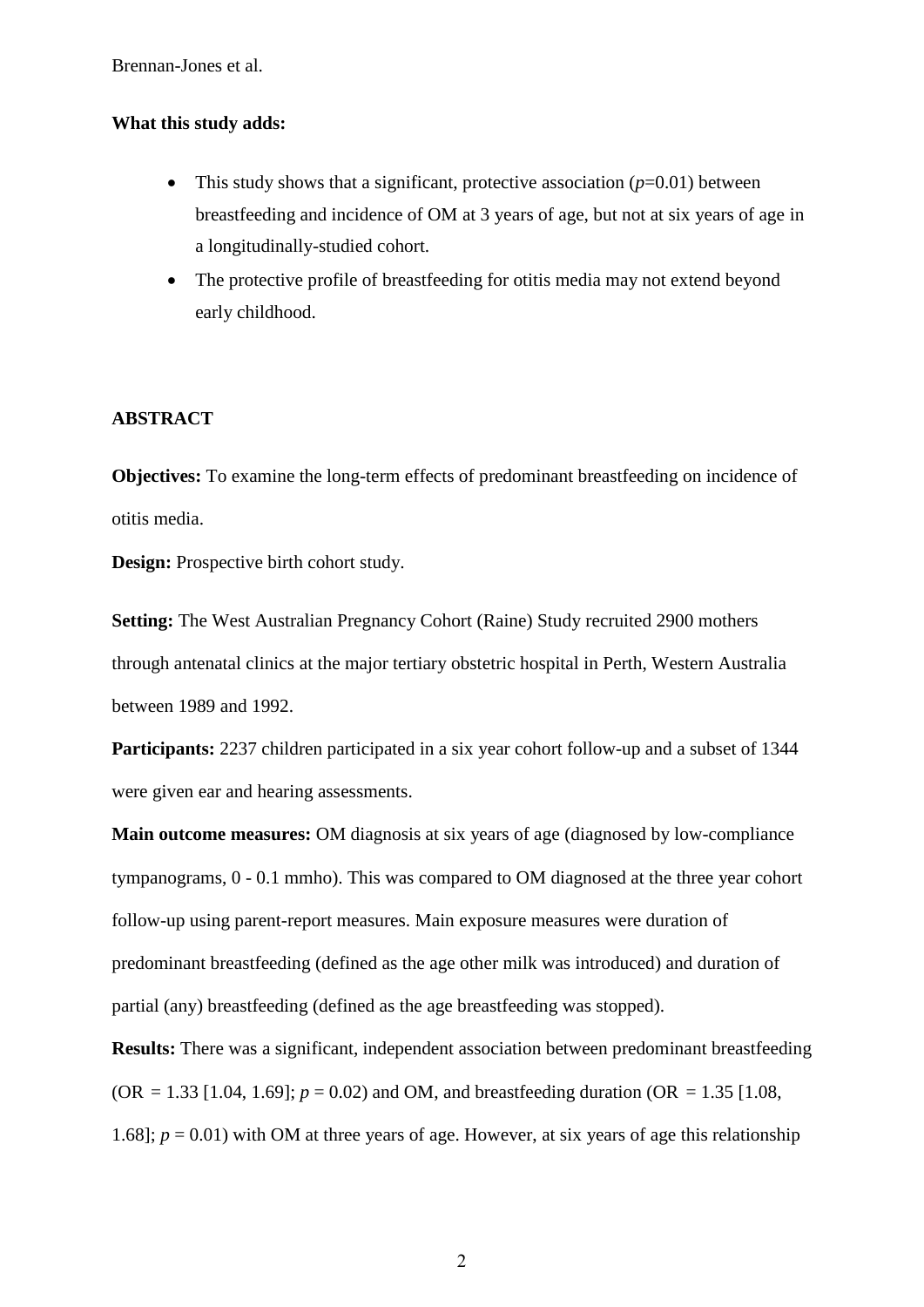**What this study adds:**

- This study shows that a significant, protective association ($p$=0.01) between breastfeeding and incidence of OM at 3 years of age, but not at six years of age in a longitudinally-studied cohort.
- The protective profile of breastfeeding for otitis media may not extend beyond early childhood.

**ABSTRACT**

**Objectives:** To examine the long-term effects of predominant breastfeeding on incidence of otitis media.

**Design:** Prospective birth cohort study.

**Setting:** The West Australian Pregnancy Cohort (Raine) Study recruited 2900 mothers through antenatal clinics at the major tertiary obstetric hospital in Perth, Western Australia between 1989 and 1992.

**Participants:** 2237 children participated in a six year cohort follow-up and a subset of 1344 were given ear and hearing assessments.

**Main outcome measures:** OM diagnosis at six years of age (diagnosed by low-compliance tympanograms, 0 - 0.1 mmho). This was compared to OM diagnosed at the three year cohort follow-up using parent-report measures. Main exposure measures were duration of predominant breastfeeding (defined as the age other milk was introduced) and duration of partial (any) breastfeeding (defined as the age breastfeeding was stopped).

**Results:** There was a significant, independent association between predominant breastfeeding (OR = 1.33 [1.04, 1.69]; $p$ = 0.02) and OM, and breastfeeding duration (OR = 1.35 [1.08, 1.68]; $p$ = 0.01) with OM at three years of age. However, at six years of age this relationship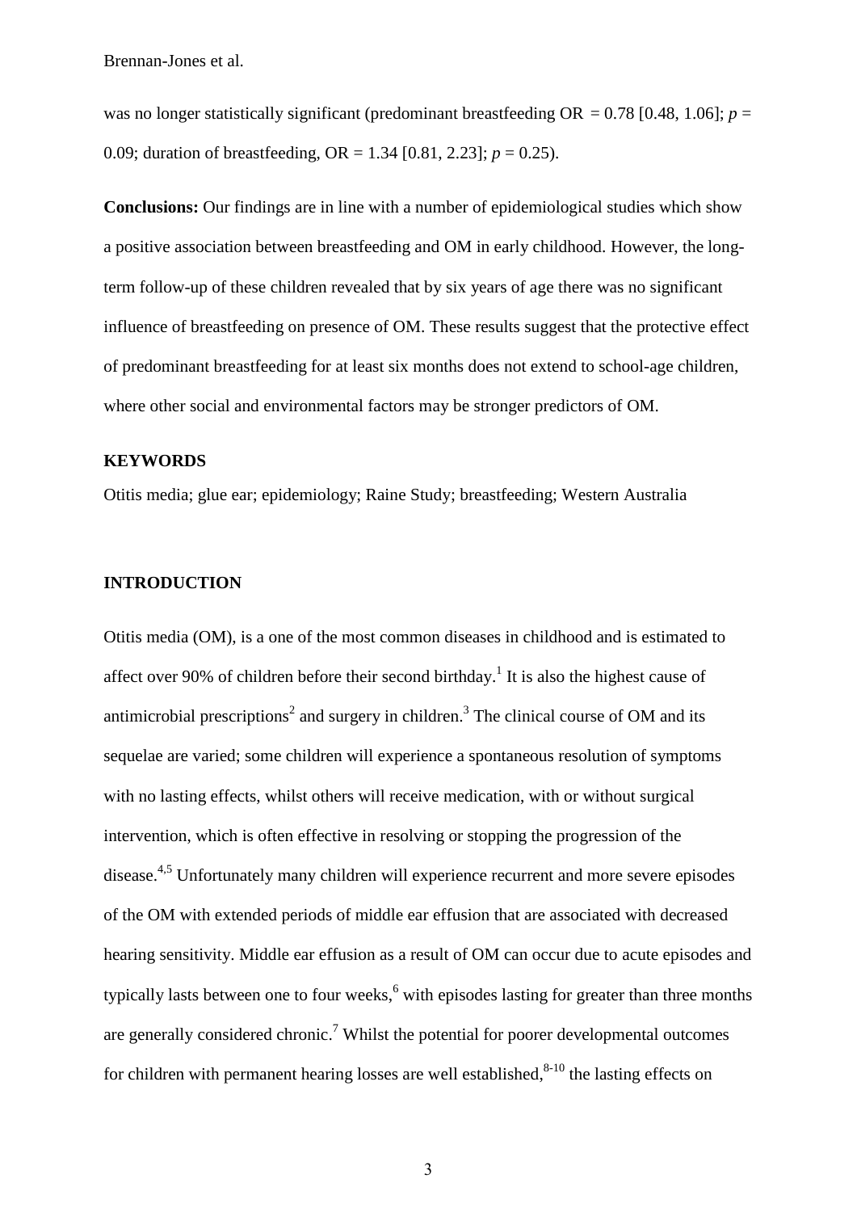was no longer statistically significant (predominant breastfeeding OR = 0.78 [0.48, 1.06]; $p$ = 0.09; duration of breastfeeding, OR = 1.34 [0.81, 2.23]; $p$ = 0.25).

**Conclusions:** Our findings are in line with a number of epidemiological studies which show a positive association between breastfeeding and OM in early childhood. However, the long-term follow-up of these children revealed that by six years of age there was no significant influence of breastfeeding on presence of OM. These results suggest that the protective effect of predominant breastfeeding for at least six months does not extend to school-age children, where other social and environmental factors may be stronger predictors of OM.

## KEYWORDS

Otitis media; glue ear; epidemiology; Raine Study; breastfeeding; Western Australia

## INTRODUCTION

Otitis media (OM), is a one of the most common diseases in childhood and is estimated to affect over 90% of children before their second birthday.[1] It is also the highest cause of antimicrobial prescriptions[2] and surgery in children.[3] The clinical course of OM and its sequelae are varied; some children will experience a spontaneous resolution of symptoms with no lasting effects, whilst others will receive medication, with or without surgical intervention, which is often effective in resolving or stopping the progression of the disease.[4,5] Unfortunately many children will experience recurrent and more severe episodes of the OM with extended periods of middle ear effusion that are associated with decreased hearing sensitivity. Middle ear effusion as a result of OM can occur due to acute episodes and typically lasts between one to four weeks,[6] with episodes lasting for greater than three months are generally considered chronic.[7] Whilst the potential for poorer developmental outcomes for children with permanent hearing losses are well established,[8-10] the lasting effects on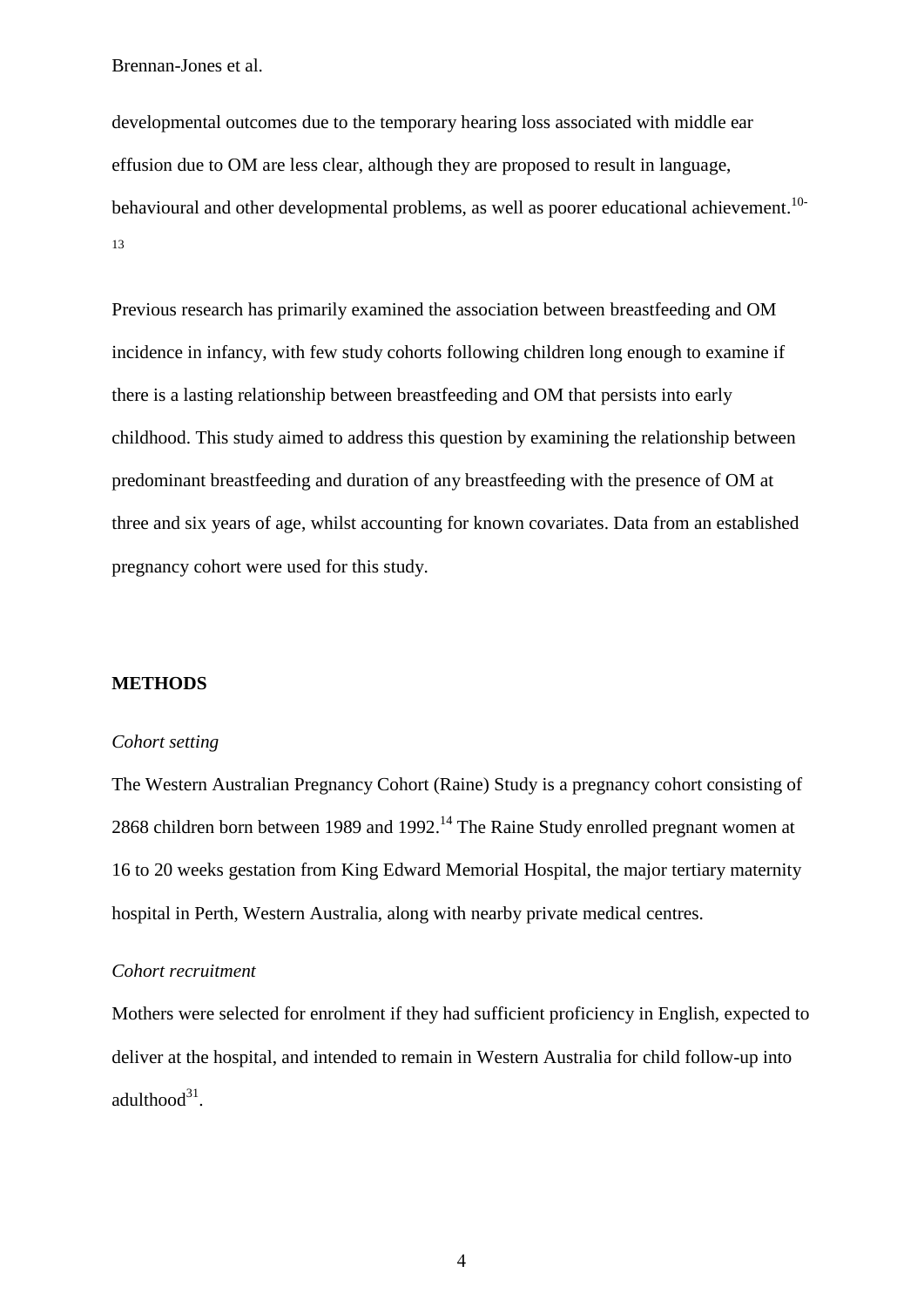developmental outcomes due to the temporary hearing loss associated with middle ear effusion due to OM are less clear, although they are proposed to result in language, behavioural and other developmental problems, as well as poorer educational achievement.[10-13]

Previous research has primarily examined the association between breastfeeding and OM incidence in infancy, with few study cohorts following children long enough to examine if there is a lasting relationship between breastfeeding and OM that persists into early childhood. This study aimed to address this question by examining the relationship between predominant breastfeeding and duration of any breastfeeding with the presence of OM at three and six years of age, whilst accounting for known covariates. Data from an established pregnancy cohort were used for this study.

## METHODS

### *Cohort setting*

The Western Australian Pregnancy Cohort (Raine) Study is a pregnancy cohort consisting of 2868 children born between 1989 and 1992.[14] The Raine Study enrolled pregnant women at 16 to 20 weeks gestation from King Edward Memorial Hospital, the major tertiary maternity hospital in Perth, Western Australia, along with nearby private medical centres.

### *Cohort recruitment*

Mothers were selected for enrolment if they had sufficient proficiency in English, expected to deliver at the hospital, and intended to remain in Western Australia for child follow-up into adulthood[31].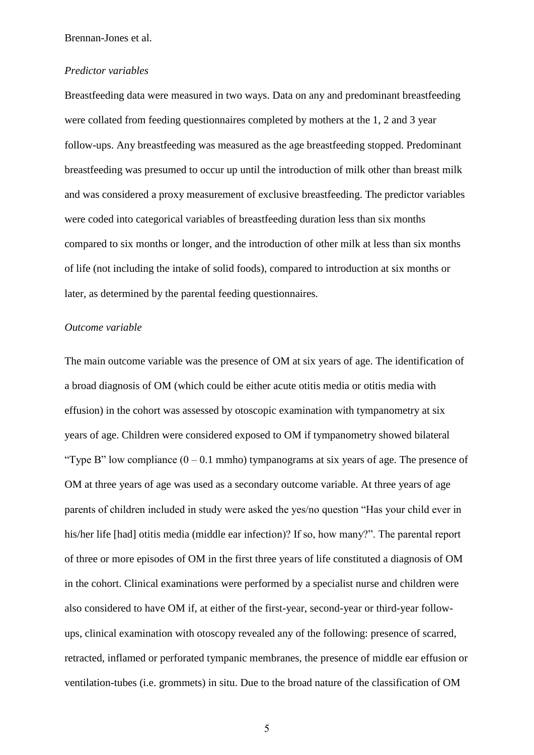### *Predictor variables*

Breastfeeding data were measured in two ways. Data on any and predominant breastfeeding were collated from feeding questionnaires completed by mothers at the 1, 2 and 3 year follow-ups. Any breastfeeding was measured as the age breastfeeding stopped. Predominant breastfeeding was presumed to occur up until the introduction of milk other than breast milk and was considered a proxy measurement of exclusive breastfeeding. The predictor variables were coded into categorical variables of breastfeeding duration less than six months compared to six months or longer, and the introduction of other milk at less than six months of life (not including the intake of solid foods), compared to introduction at six months or later, as determined by the parental feeding questionnaires.

### *Outcome variable*

The main outcome variable was the presence of OM at six years of age. The identification of a broad diagnosis of OM (which could be either acute otitis media or otitis media with effusion) in the cohort was assessed by otoscopic examination with tympanometry at six years of age. Children were considered exposed to OM if tympanometry showed bilateral "Type B" low compliance (0 – 0.1 mmho) tympanograms at six years of age. The presence of OM at three years of age was used as a secondary outcome variable. At three years of age parents of children included in study were asked the yes/no question "Has your child ever in his/her life [had] otitis media (middle ear infection)? If so, how many?". The parental report of three or more episodes of OM in the first three years of life constituted a diagnosis of OM in the cohort. Clinical examinations were performed by a specialist nurse and children were also considered to have OM if, at either of the first-year, second-year or third-year follow-ups, clinical examination with otoscopy revealed any of the following: presence of scarred, retracted, inflamed or perforated tympanic membranes, the presence of middle ear effusion or ventilation-tubes (i.e. grommets) in situ. Due to the broad nature of the classification of OM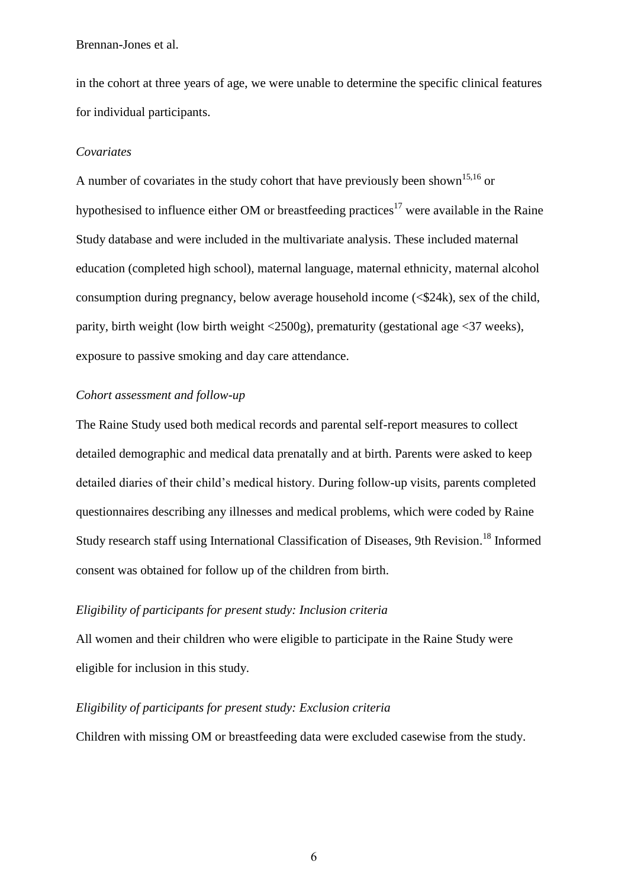in the cohort at three years of age, we were unable to determine the specific clinical features for individual participants.

*Covariates*

A number of covariates in the study cohort that have previously been shown[15,16] or hypothesised to influence either OM or breastfeeding practices[17] were available in the Raine Study database and were included in the multivariate analysis. These included maternal education (completed high school), maternal language, maternal ethnicity, maternal alcohol consumption during pregnancy, below average household income (<$24k), sex of the child, parity, birth weight (low birth weight <2500g), prematurity (gestational age <37 weeks), exposure to passive smoking and day care attendance.

*Cohort assessment and follow-up*

The Raine Study used both medical records and parental self-report measures to collect detailed demographic and medical data prenatally and at birth. Parents were asked to keep detailed diaries of their child's medical history. During follow-up visits, parents completed questionnaires describing any illnesses and medical problems, which were coded by Raine Study research staff using International Classification of Diseases, 9th Revision.[18] Informed consent was obtained for follow up of the children from birth.

*Eligibility of participants for present study: Inclusion criteria*

All women and their children who were eligible to participate in the Raine Study were eligible for inclusion in this study.

*Eligibility of participants for present study: Exclusion criteria*

Children with missing OM or breastfeeding data were excluded casewise from the study.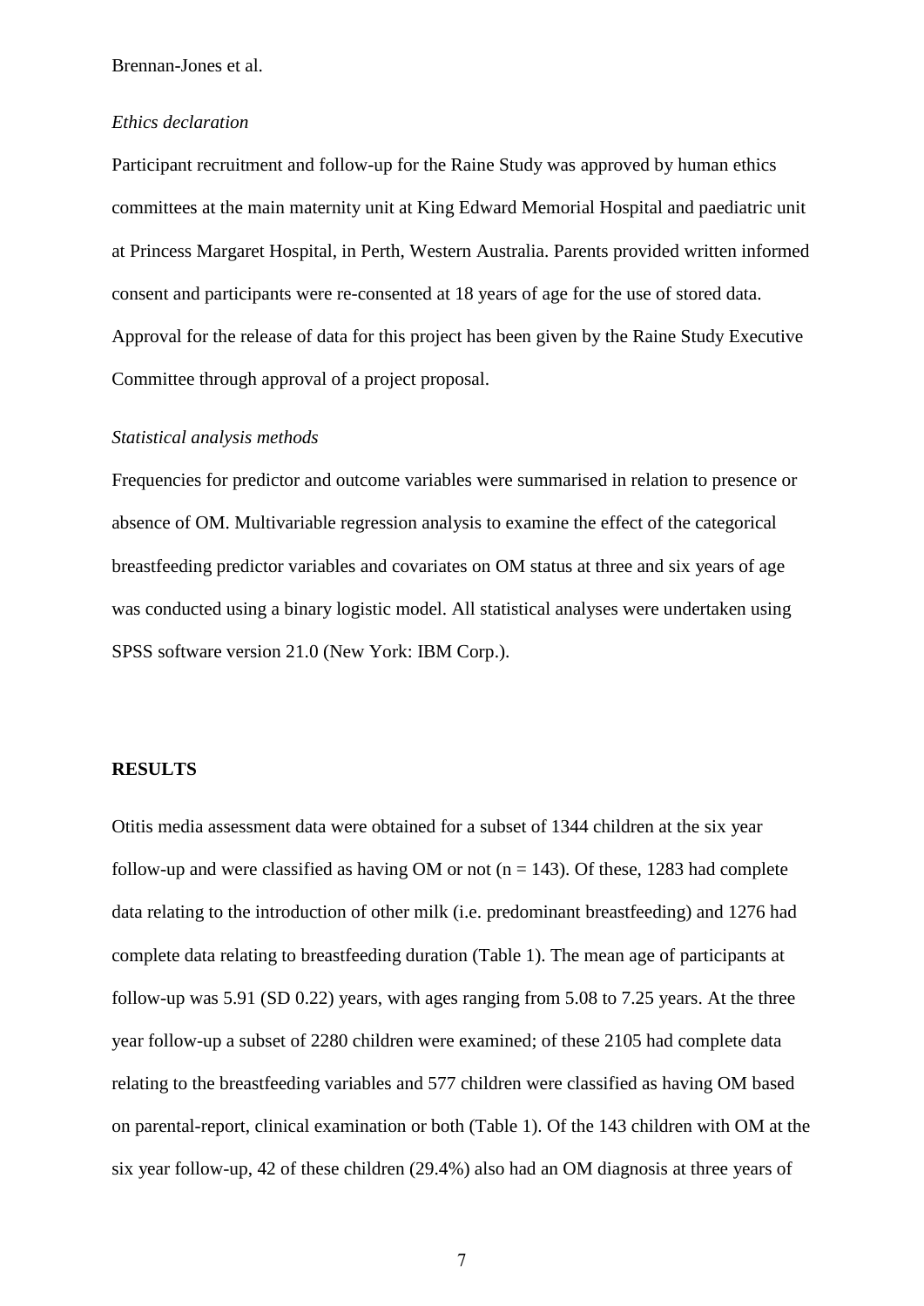*Ethics declaration*

Participant recruitment and follow-up for the Raine Study was approved by human ethics committees at the main maternity unit at King Edward Memorial Hospital and paediatric unit at Princess Margaret Hospital, in Perth, Western Australia. Parents provided written informed consent and participants were re-consented at 18 years of age for the use of stored data. Approval for the release of data for this project has been given by the Raine Study Executive Committee through approval of a project proposal.

*Statistical analysis methods*

Frequencies for predictor and outcome variables were summarised in relation to presence or absence of OM. Multivariable regression analysis to examine the effect of the categorical breastfeeding predictor variables and covariates on OM status at three and six years of age was conducted using a binary logistic model. All statistical analyses were undertaken using SPSS software version 21.0 (New York: IBM Corp.).

## RESULTS

Otitis media assessment data were obtained for a subset of 1344 children at the six year follow-up and were classified as having OM or not (n = 143). Of these, 1283 had complete data relating to the introduction of other milk (i.e. predominant breastfeeding) and 1276 had complete data relating to breastfeeding duration (Table 1). The mean age of participants at follow-up was 5.91 (SD 0.22) years, with ages ranging from 5.08 to 7.25 years. At the three year follow-up a subset of 2280 children were examined; of these 2105 had complete data relating to the breastfeeding variables and 577 children were classified as having OM based on parental-report, clinical examination or both (Table 1). Of the 143 children with OM at the six year follow-up, 42 of these children (29.4%) also had an OM diagnosis at three years of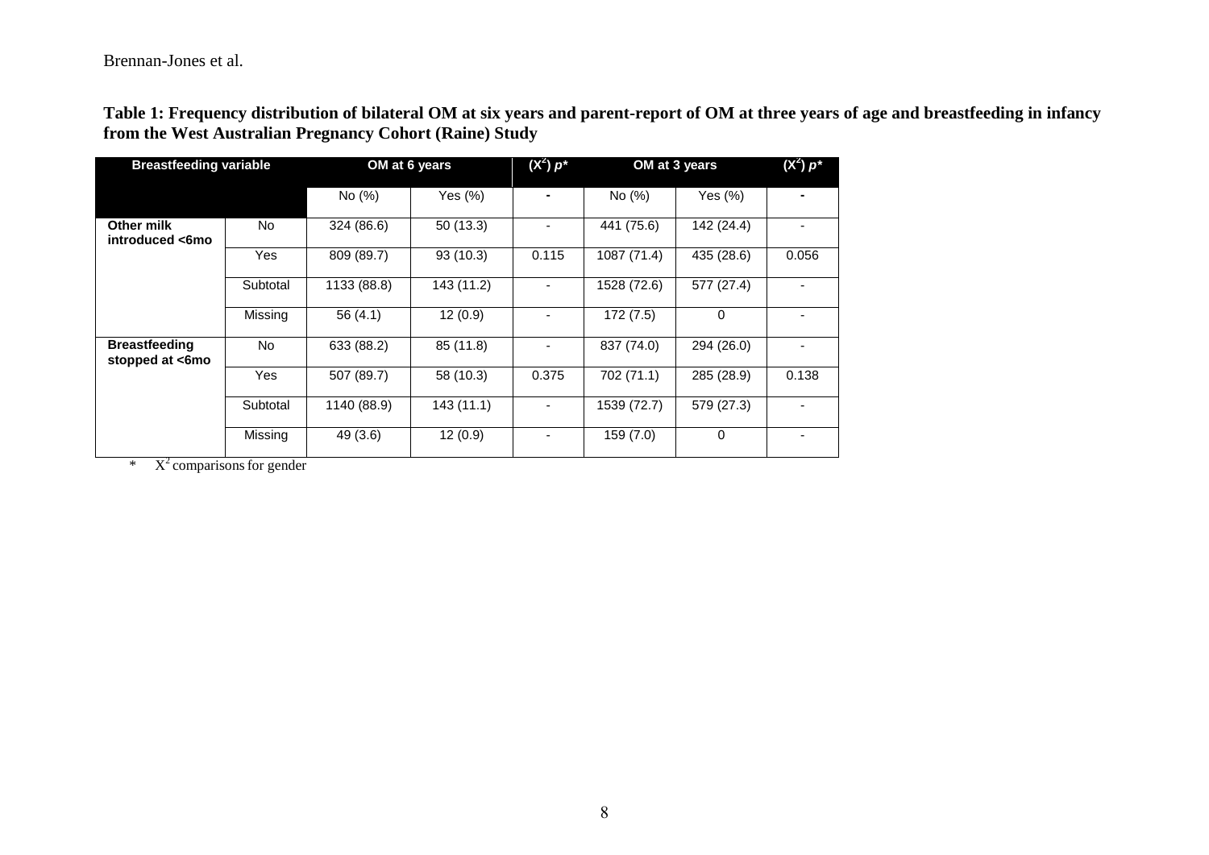**Table 1: Frequency distribution of bilateral OM at six years and parent-report of OM at three years of age and breastfeeding in infancy from the West Australian Pregnancy Cohort (Raine) Study**

| Breastfeeding variable | | OM at 6 years | | $(X^2)$ *p*\* | OM at 3 years | | $(X^2)$ *p*\* |
|---|---|---|---|---|---|---|---|
| | | No (%) | Yes (%) | - | No (%) | Yes (%) | - |
| **Other milk introduced <6mo** | No | 324 (86.6) | 50 (13.3) | - | 441 (75.6) | 142 (24.4) | - |
| | Yes | 809 (89.7) | 93 (10.3) | 0.115 | 1087 (71.4) | 435 (28.6) | 0.056 |
| | Subtotal | 1133 (88.8) | 143 (11.2) | - | 1528 (72.6) | 577 (27.4) | - |
| | Missing | 56 (4.1) | 12 (0.9) | - | 172 (7.5) | 0 | - |
| **Breastfeeding stopped at <6mo** | No | 633 (88.2) | 85 (11.8) | - | 837 (74.0) | 294 (26.0) | - |
| | Yes | 507 (89.7) | 58 (10.3) | 0.375 | 702 (71.1) | 285 (28.9) | 0.138 |
| | Subtotal | 1140 (88.9) | 143 (11.1) | - | 1539 (72.7) | 579 (27.3) | - |
| | Missing | 49 (3.6) | 12 (0.9) | - | 159 (7.0) | 0 | - |

\* $X^2$ comparisons for gender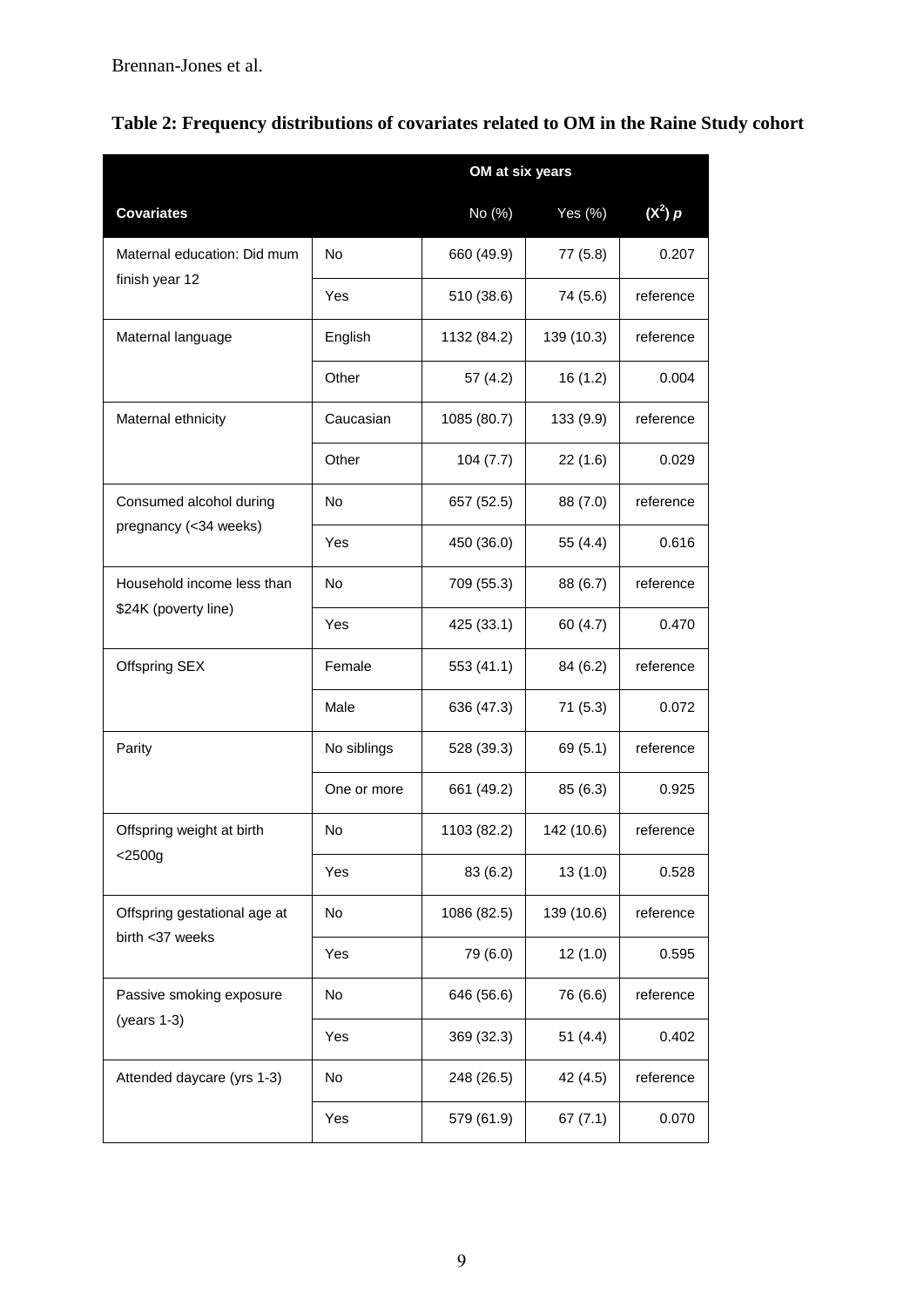**Table 2: Frequency distributions of covariates related to OM in the Raine Study cohort**

| | | OM at six years | | |
|---|---|---|---|---|
| **Covariates** | | No (%) | Yes (%) | $(X^2)$ *p* |
| Maternal education: Did mum finish year 12 | No | 660 (49.9) | 77 (5.8) | 0.207 |
| | Yes | 510 (38.6) | 74 (5.6) | reference |
| Maternal language | English | 1132 (84.2) | 139 (10.3) | reference |
| | Other | 57 (4.2) | 16 (1.2) | 0.004 |
| Maternal ethnicity | Caucasian | 1085 (80.7) | 133 (9.9) | reference |
| | Other | 104 (7.7) | 22 (1.6) | 0.029 |
| Consumed alcohol during pregnancy (<34 weeks) | No | 657 (52.5) | 88 (7.0) | reference |
| | Yes | 450 (36.0) | 55 (4.4) | 0.616 |
| Household income less than $24K (poverty line) | No | 709 (55.3) | 88 (6.7) | reference |
| | Yes | 425 (33.1) | 60 (4.7) | 0.470 |
| Offspring SEX | Female | 553 (41.1) | 84 (6.2) | reference |
| | Male | 636 (47.3) | 71 (5.3) | 0.072 |
| Parity | No siblings | 528 (39.3) | 69 (5.1) | reference |
| | One or more | 661 (49.2) | 85 (6.3) | 0.925 |
| Offspring weight at birth <2500g | No | 1103 (82.2) | 142 (10.6) | reference |
| | Yes | 83 (6.2) | 13 (1.0) | 0.528 |
| Offspring gestational age at birth <37 weeks | No | 1086 (82.5) | 139 (10.6) | reference |
| | Yes | 79 (6.0) | 12 (1.0) | 0.595 |
| Passive smoking exposure (years 1-3) | No | 646 (56.6) | 76 (6.6) | reference |
| | Yes | 369 (32.3) | 51 (4.4) | 0.402 |
| Attended daycare (yrs 1-3) | No | 248 (26.5) | 42 (4.5) | reference |
| | Yes | 579 (61.9) | 67 (7.1) | 0.070 |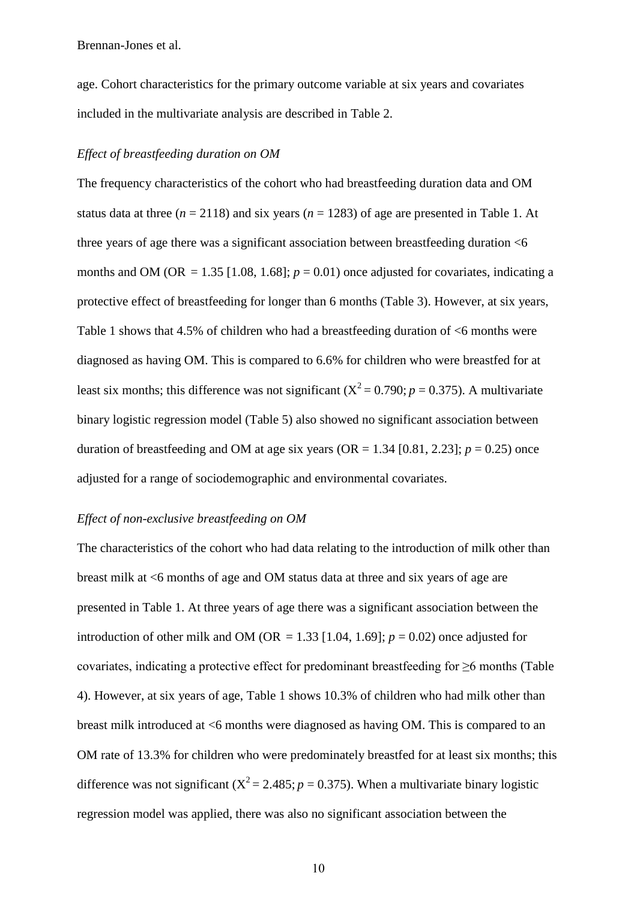age. Cohort characteristics for the primary outcome variable at six years and covariates included in the multivariate analysis are described in Table 2.

*Effect of breastfeeding duration on OM*

The frequency characteristics of the cohort who had breastfeeding duration data and OM status data at three ($n$ = 2118) and six years ($n$ = 1283) of age are presented in Table 1. At three years of age there was a significant association between breastfeeding duration <6 months and OM (OR = 1.35 [1.08, 1.68]; $p$ = 0.01) once adjusted for covariates, indicating a protective effect of breastfeeding for longer than 6 months (Table 3). However, at six years, Table 1 shows that 4.5% of children who had a breastfeeding duration of <6 months were diagnosed as having OM. This is compared to 6.6% for children who were breastfed for at least six months; this difference was not significant ($X^2$ = 0.790; $p$ = 0.375). A multivariate binary logistic regression model (Table 5) also showed no significant association between duration of breastfeeding and OM at age six years (OR = 1.34 [0.81, 2.23]; $p$ = 0.25) once adjusted for a range of sociodemographic and environmental covariates.

*Effect of non-exclusive breastfeeding on OM*

The characteristics of the cohort who had data relating to the introduction of milk other than breast milk at <6 months of age and OM status data at three and six years of age are presented in Table 1. At three years of age there was a significant association between the introduction of other milk and OM (OR = 1.33 [1.04, 1.69]; $p$ = 0.02) once adjusted for covariates, indicating a protective effect for predominant breastfeeding for ≥6 months (Table 4). However, at six years of age, Table 1 shows 10.3% of children who had milk other than breast milk introduced at <6 months were diagnosed as having OM. This is compared to an OM rate of 13.3% for children who were predominately breastfed for at least six months; this difference was not significant ($X^2$ = 2.485; $p$ = 0.375). When a multivariate binary logistic regression model was applied, there was also no significant association between the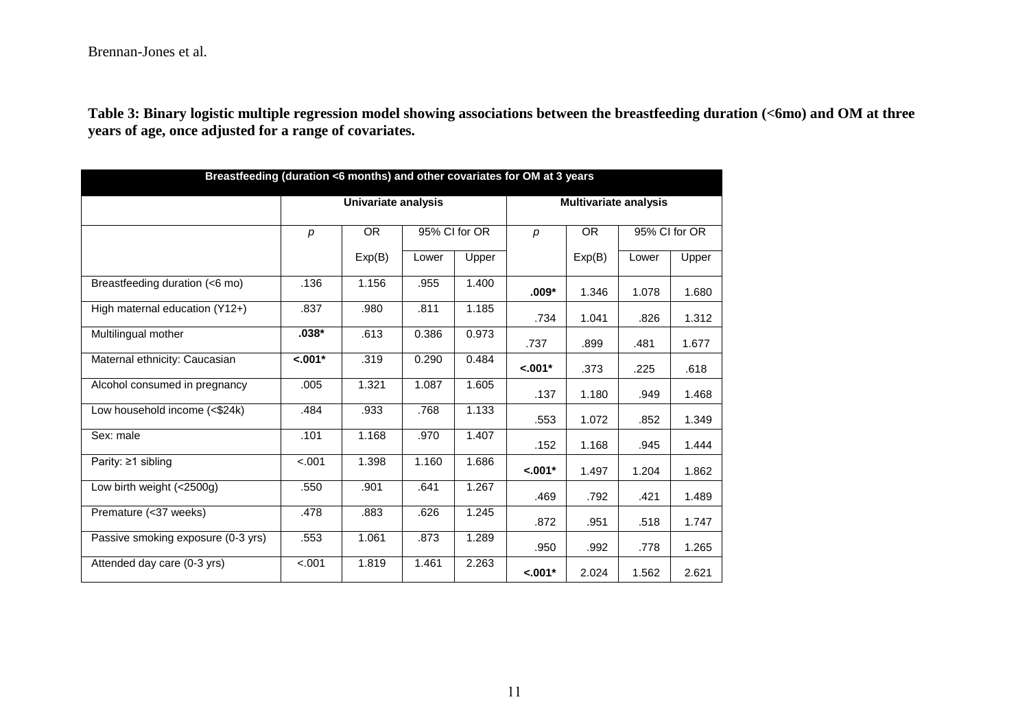**Table 3: Binary logistic multiple regression model showing associations between the breastfeeding duration (<6mo) and OM at three years of age, once adjusted for a range of covariates.**

| Breastfeeding (duration <6 months) and other covariates for OM at 3 years | | | | | | | | |
|---|---|---|---|---|---|---|---|---|
| | **Univariate analysis** | | | | **Multivariate analysis** | | | |
| | *p* | OR | 95% CI for OR | | *p* | OR | 95% CI for OR | |
| | | Exp(B) | Lower | Upper | | Exp(B) | Lower | Upper |
| Breastfeeding duration (<6 mo) | .136 | 1.156 | .955 | 1.400 | **.009*** | 1.346 | 1.078 | 1.680 |
| High maternal education (Y12+) | .837 | .980 | .811 | 1.185 | .734 | 1.041 | .826 | 1.312 |
| Multilingual mother | **.038*** | .613 | 0.386 | 0.973 | .737 | .899 | .481 | 1.677 |
| Maternal ethnicity: Caucasian | **<.001*** | .319 | 0.290 | 0.484 | **<.001*** | .373 | .225 | .618 |
| Alcohol consumed in pregnancy | .005 | 1.321 | 1.087 | 1.605 | .137 | 1.180 | .949 | 1.468 |
| Low household income (<$24k) | .484 | .933 | .768 | 1.133 | .553 | 1.072 | .852 | 1.349 |
| Sex: male | .101 | 1.168 | .970 | 1.407 | .152 | 1.168 | .945 | 1.444 |
| Parity: ≥1 sibling | <.001 | 1.398 | 1.160 | 1.686 | **<.001*** | 1.497 | 1.204 | 1.862 |
| Low birth weight (<2500g) | .550 | .901 | .641 | 1.267 | .469 | .792 | .421 | 1.489 |
| Premature (<37 weeks) | .478 | .883 | .626 | 1.245 | .872 | .951 | .518 | 1.747 |
| Passive smoking exposure (0-3 yrs) | .553 | 1.061 | .873 | 1.289 | .950 | .992 | .778 | 1.265 |
| Attended day care (0-3 yrs) | <.001 | 1.819 | 1.461 | 2.263 | **<.001*** | 2.024 | 1.562 | 2.621 |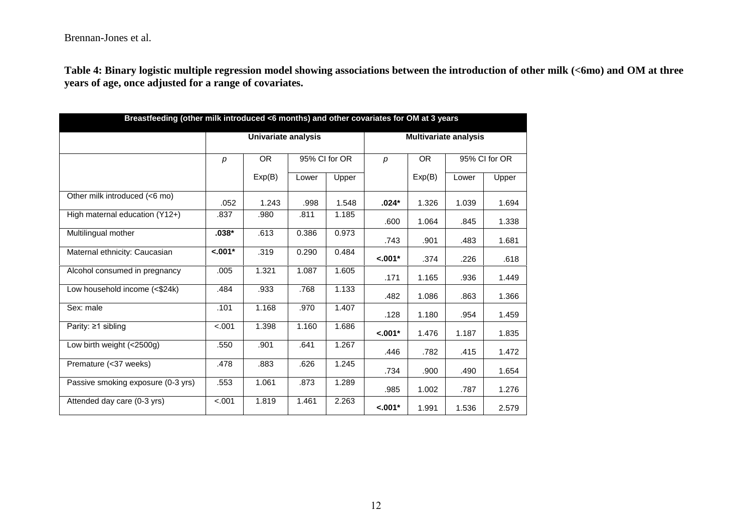**Table 4: Binary logistic multiple regression model showing associations between the introduction of other milk (<6mo) and OM at three years of age, once adjusted for a range of covariates.**

| Breastfeeding (other milk introduced <6 months) and other covariates for OM at 3 years | | | | | | | | |
|---|---|---|---|---|---|---|---|---|
| | Univariate analysis | | | | Multivariate analysis | | | |
| | *p* | OR Exp(B) | 95% CI for OR Lower | 95% CI for OR Upper | *p* | OR Exp(B) | 95% CI for OR Lower | 95% CI for OR Upper |
| Other milk introduced (<6 mo) | .052 | 1.243 | .998 | 1.548 | **.024*** | 1.326 | 1.039 | 1.694 |
| High maternal education (Y12+) | .837 | .980 | .811 | 1.185 | .600 | 1.064 | .845 | 1.338 |
| Multilingual mother | **.038*** | .613 | 0.386 | 0.973 | .743 | .901 | .483 | 1.681 |
| Maternal ethnicity: Caucasian | **<.001*** | .319 | 0.290 | 0.484 | **<.001*** | .374 | .226 | .618 |
| Alcohol consumed in pregnancy | .005 | 1.321 | 1.087 | 1.605 | .171 | 1.165 | .936 | 1.449 |
| Low household income (<$24k) | .484 | .933 | .768 | 1.133 | .482 | 1.086 | .863 | 1.366 |
| Sex: male | .101 | 1.168 | .970 | 1.407 | .128 | 1.180 | .954 | 1.459 |
| Parity: ≥1 sibling | <.001 | 1.398 | 1.160 | 1.686 | **<.001*** | 1.476 | 1.187 | 1.835 |
| Low birth weight (<2500g) | .550 | .901 | .641 | 1.267 | .446 | .782 | .415 | 1.472 |
| Premature (<37 weeks) | .478 | .883 | .626 | 1.245 | .734 | .900 | .490 | 1.654 |
| Passive smoking exposure (0-3 yrs) | .553 | 1.061 | .873 | 1.289 | .985 | 1.002 | .787 | 1.276 |
| Attended day care (0-3 yrs) | <.001 | 1.819 | 1.461 | 2.263 | **<.001*** | 1.991 | 1.536 | 2.579 |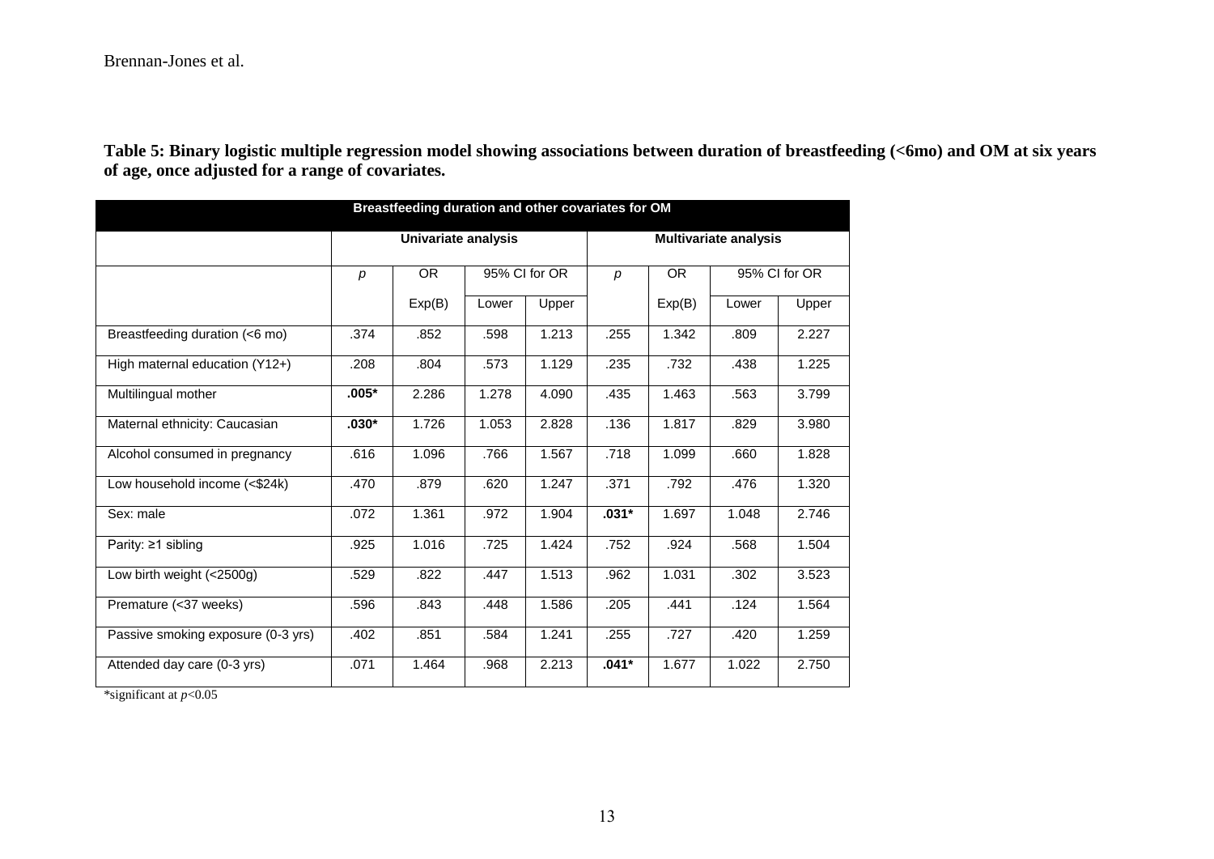**Table 5: Binary logistic multiple regression model showing associations between duration of breastfeeding (<6mo) and OM at six years of age, once adjusted for a range of covariates.**

| Breastfeeding duration and other covariates for OM | | | | | | | | |
|---|---|---|---|---|---|---|---|---|
| | Univariate analysis | | | | Multivariate analysis | | | |
| | *p* | OR | 95% CI for OR | | *p* | OR | 95% CI for OR | |
| | | Exp(B) | Lower | Upper | | Exp(B) | Lower | Upper |
| Breastfeeding duration (<6 mo) | .374 | .852 | .598 | 1.213 | .255 | 1.342 | .809 | 2.227 |
| High maternal education (Y12+) | .208 | .804 | .573 | 1.129 | .235 | .732 | .438 | 1.225 |
| Multilingual mother | **.005*** | 2.286 | 1.278 | 4.090 | .435 | 1.463 | .563 | 3.799 |
| Maternal ethnicity: Caucasian | **.030*** | 1.726 | 1.053 | 2.828 | .136 | 1.817 | .829 | 3.980 |
| Alcohol consumed in pregnancy | .616 | 1.096 | .766 | 1.567 | .718 | 1.099 | .660 | 1.828 |
| Low household income (<$24k) | .470 | .879 | .620 | 1.247 | .371 | .792 | .476 | 1.320 |
| Sex: male | .072 | 1.361 | .972 | 1.904 | **.031*** | 1.697 | 1.048 | 2.746 |
| Parity: ≥1 sibling | .925 | 1.016 | .725 | 1.424 | .752 | .924 | .568 | 1.504 |
| Low birth weight (<2500g) | .529 | .822 | .447 | 1.513 | .962 | 1.031 | .302 | 3.523 |
| Premature (<37 weeks) | .596 | .843 | .448 | 1.586 | .205 | .441 | .124 | 1.564 |
| Passive smoking exposure (0-3 yrs) | .402 | .851 | .584 | 1.241 | .255 | .727 | .420 | 1.259 |
| Attended day care (0-3 yrs) | .071 | 1.464 | .968 | 2.213 | **.041*** | 1.677 | 1.022 | 2.750 |

*significant at $p<0.05$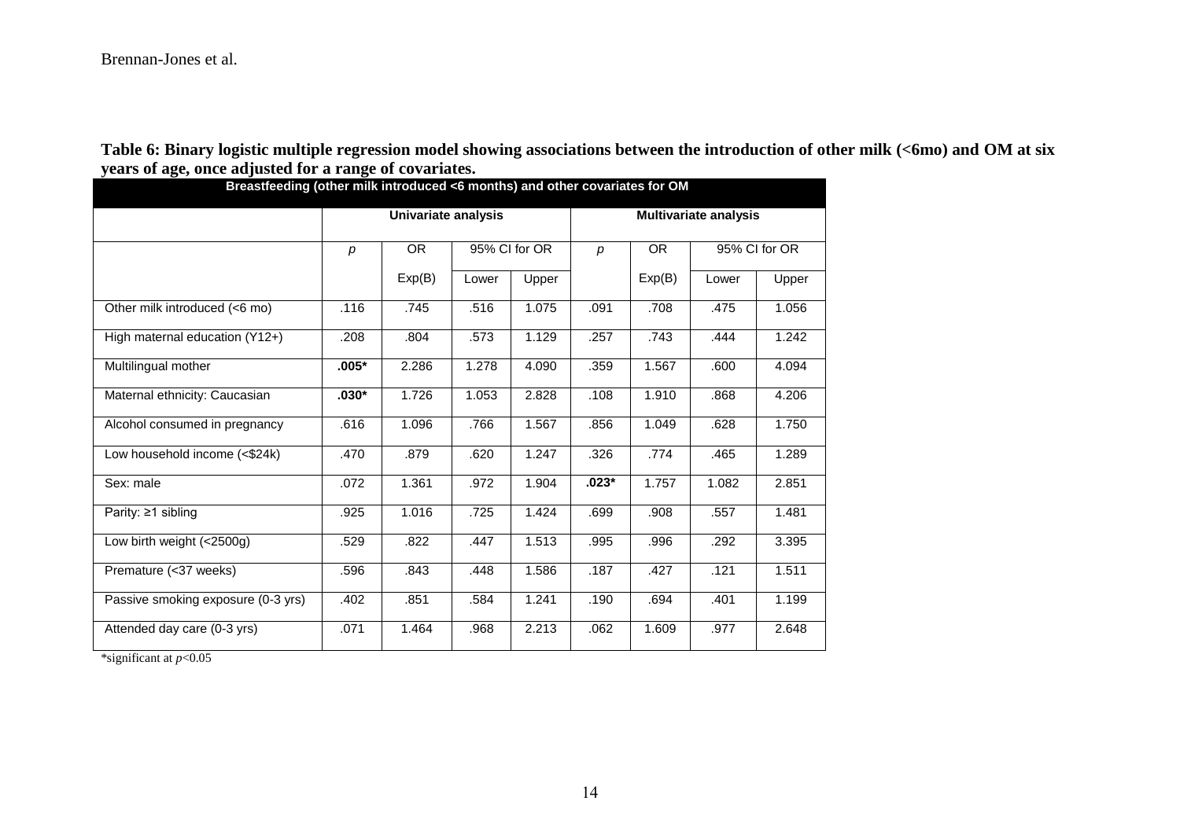**Table 6: Binary logistic multiple regression model showing associations between the introduction of other milk (<6mo) and OM at six years of age, once adjusted for a range of covariates.**

| Breastfeeding (other milk introduced <6 months) and other covariates for OM | | | | | | | | |
|---|---|---|---|---|---|---|---|---|
| | Univariate analysis | | | | Multivariate analysis | | | |
| | *p* | OR Exp(B) | 95% CI for OR Lower | 95% CI for OR Upper | *p* | OR Exp(B) | 95% CI for OR Lower | 95% CI for OR Upper |
| Other milk introduced (<6 mo) | .116 | .745 | .516 | 1.075 | .091 | .708 | .475 | 1.056 |
| High maternal education (Y12+) | .208 | .804 | .573 | 1.129 | .257 | .743 | .444 | 1.242 |
| Multilingual mother | **.005*** | 2.286 | 1.278 | 4.090 | .359 | 1.567 | .600 | 4.094 |
| Maternal ethnicity: Caucasian | **.030*** | 1.726 | 1.053 | 2.828 | .108 | 1.910 | .868 | 4.206 |
| Alcohol consumed in pregnancy | .616 | 1.096 | .766 | 1.567 | .856 | 1.049 | .628 | 1.750 |
| Low household income (<$24k) | .470 | .879 | .620 | 1.247 | .326 | .774 | .465 | 1.289 |
| Sex: male | .072 | 1.361 | .972 | 1.904 | **.023*** | 1.757 | 1.082 | 2.851 |
| Parity: ≥1 sibling | .925 | 1.016 | .725 | 1.424 | .699 | .908 | .557 | 1.481 |
| Low birth weight (<2500g) | .529 | .822 | .447 | 1.513 | .995 | .996 | .292 | 3.395 |
| Premature (<37 weeks) | .596 | .843 | .448 | 1.586 | .187 | .427 | .121 | 1.511 |
| Passive smoking exposure (0-3 yrs) | .402 | .851 | .584 | 1.241 | .190 | .694 | .401 | 1.199 |
| Attended day care (0-3 yrs) | .071 | 1.464 | .968 | 2.213 | .062 | 1.609 | .977 | 2.648 |

*significant at $p<0.05$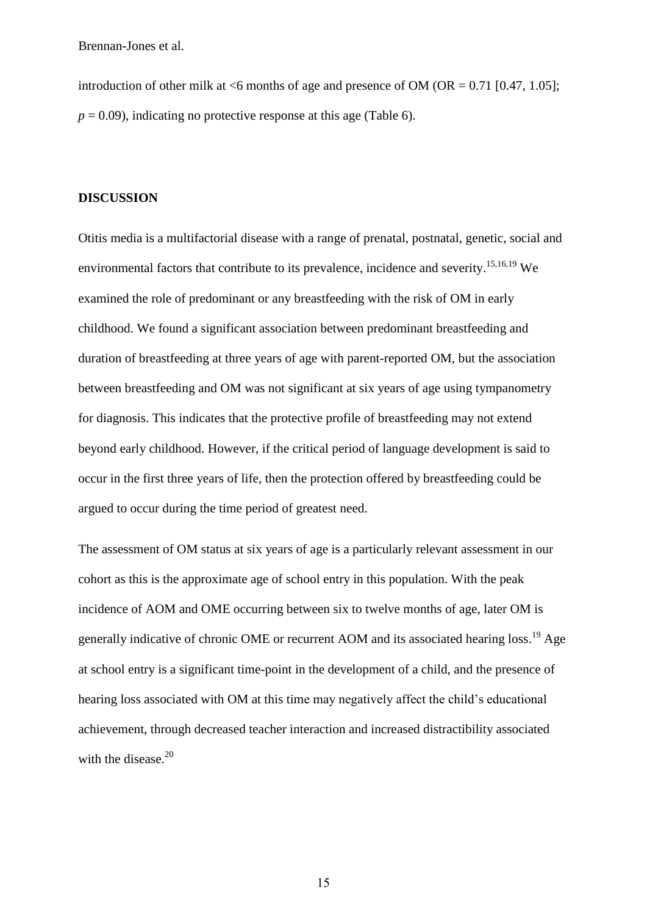introduction of other milk at <6 months of age and presence of OM (OR = 0.71 [0.47, 1.05]; $p = 0.09$), indicating no protective response at this age (Table 6).

## DISCUSSION

Otitis media is a multifactorial disease with a range of prenatal, postnatal, genetic, social and environmental factors that contribute to its prevalence, incidence and severity.[15,16,19] We examined the role of predominant or any breastfeeding with the risk of OM in early childhood. We found a significant association between predominant breastfeeding and duration of breastfeeding at three years of age with parent-reported OM, but the association between breastfeeding and OM was not significant at six years of age using tympanometry for diagnosis. This indicates that the protective profile of breastfeeding may not extend beyond early childhood. However, if the critical period of language development is said to occur in the first three years of life, then the protection offered by breastfeeding could be argued to occur during the time period of greatest need.

The assessment of OM status at six years of age is a particularly relevant assessment in our cohort as this is the approximate age of school entry in this population. With the peak incidence of AOM and OME occurring between six to twelve months of age, later OM is generally indicative of chronic OME or recurrent AOM and its associated hearing loss.[19] Age at school entry is a significant time-point in the development of a child, and the presence of hearing loss associated with OM at this time may negatively affect the child's educational achievement, through decreased teacher interaction and increased distractibility associated with the disease.[20]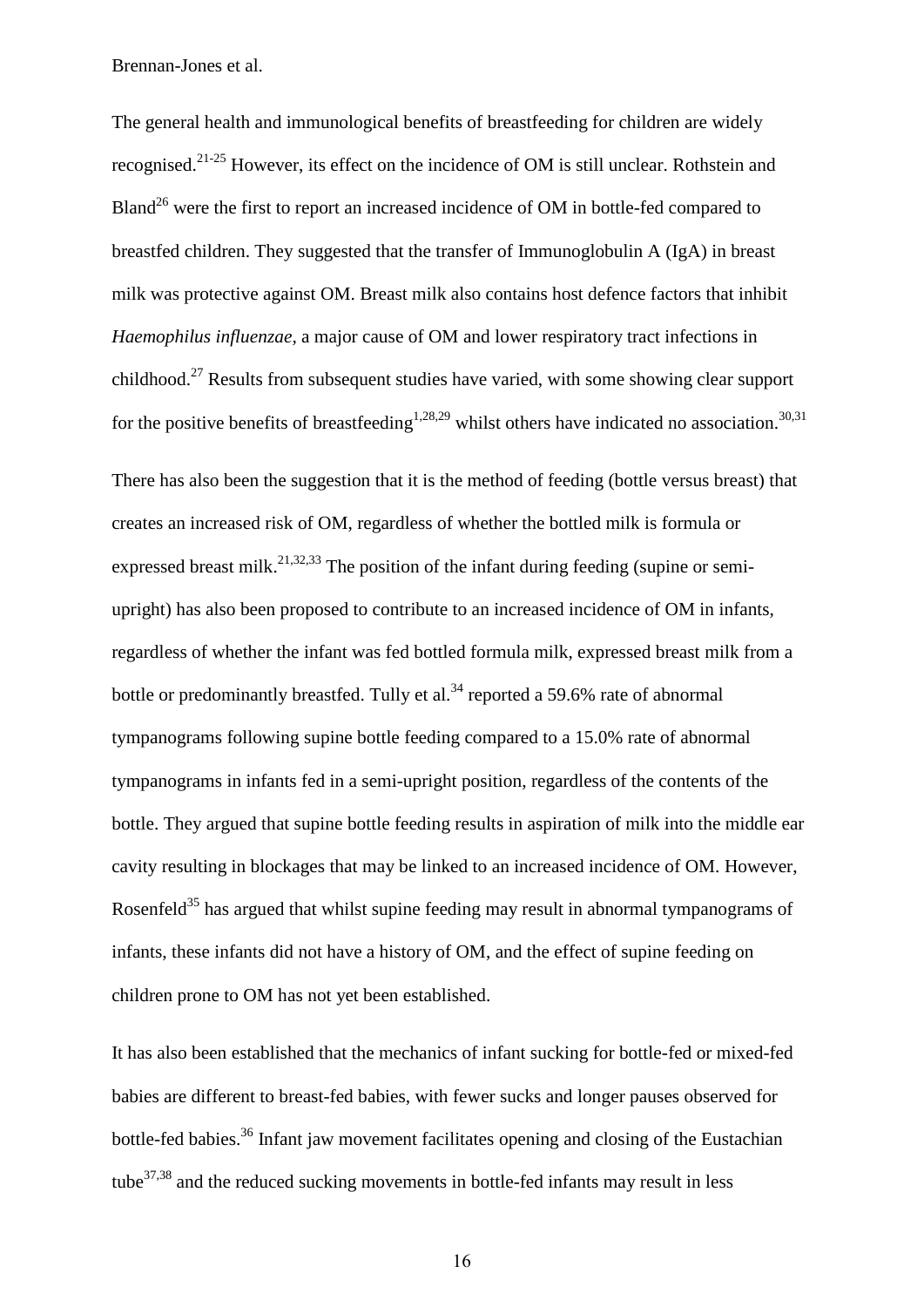The general health and immunological benefits of breastfeeding for children are widely recognised.[21-25] However, its effect on the incidence of OM is still unclear. Rothstein and Bland[26] were the first to report an increased incidence of OM in bottle-fed compared to breastfed children. They suggested that the transfer of Immunoglobulin A (IgA) in breast milk was protective against OM. Breast milk also contains host defence factors that inhibit *Haemophilus influenzae*, a major cause of OM and lower respiratory tract infections in childhood.[27] Results from subsequent studies have varied, with some showing clear support for the positive benefits of breastfeeding[1,28,29] whilst others have indicated no association.[30,31]

There has also been the suggestion that it is the method of feeding (bottle versus breast) that creates an increased risk of OM, regardless of whether the bottled milk is formula or expressed breast milk.[21,32,33] The position of the infant during feeding (supine or semi-upright) has also been proposed to contribute to an increased incidence of OM in infants, regardless of whether the infant was fed bottled formula milk, expressed breast milk from a bottle or predominantly breastfed. Tully et al.[34] reported a 59.6% rate of abnormal tympanograms following supine bottle feeding compared to a 15.0% rate of abnormal tympanograms in infants fed in a semi-upright position, regardless of the contents of the bottle. They argued that supine bottle feeding results in aspiration of milk into the middle ear cavity resulting in blockages that may be linked to an increased incidence of OM. However, Rosenfeld[35] has argued that whilst supine feeding may result in abnormal tympanograms of infants, these infants did not have a history of OM, and the effect of supine feeding on children prone to OM has not yet been established.

It has also been established that the mechanics of infant sucking for bottle-fed or mixed-fed babies are different to breast-fed babies, with fewer sucks and longer pauses observed for bottle-fed babies.[36] Infant jaw movement facilitates opening and closing of the Eustachian tube[37,38] and the reduced sucking movements in bottle-fed infants may result in less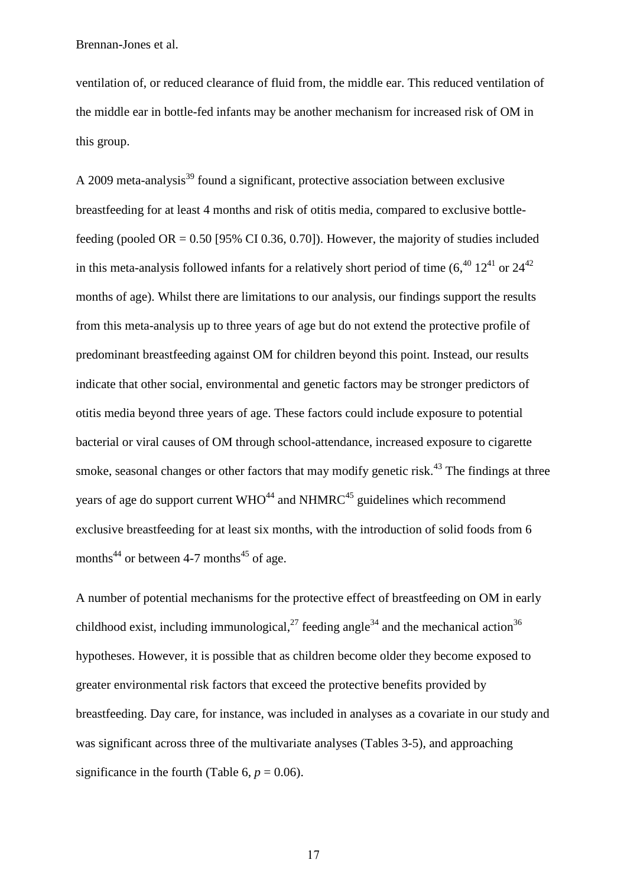ventilation of, or reduced clearance of fluid from, the middle ear. This reduced ventilation of the middle ear in bottle-fed infants may be another mechanism for increased risk of OM in this group.

A 2009 meta-analysis[39] found a significant, protective association between exclusive breastfeeding for at least 4 months and risk of otitis media, compared to exclusive bottle-feeding (pooled OR = 0.50 [95% CI 0.36, 0.70]). However, the majority of studies included in this meta-analysis followed infants for a relatively short period of time (6,[40] 12[41] or 24[42] months of age). Whilst there are limitations to our analysis, our findings support the results from this meta-analysis up to three years of age but do not extend the protective profile of predominant breastfeeding against OM for children beyond this point. Instead, our results indicate that other social, environmental and genetic factors may be stronger predictors of otitis media beyond three years of age. These factors could include exposure to potential bacterial or viral causes of OM through school-attendance, increased exposure to cigarette smoke, seasonal changes or other factors that may modify genetic risk.[43] The findings at three years of age do support current WHO[44] and NHMRC[45] guidelines which recommend exclusive breastfeeding for at least six months, with the introduction of solid foods from 6 months[44] or between 4-7 months[45] of age.

A number of potential mechanisms for the protective effect of breastfeeding on OM in early childhood exist, including immunological,[27] feeding angle[34] and the mechanical action[36] hypotheses. However, it is possible that as children become older they become exposed to greater environmental risk factors that exceed the protective benefits provided by breastfeeding. Day care, for instance, was included in analyses as a covariate in our study and was significant across three of the multivariate analyses (Tables 3-5), and approaching significance in the fourth (Table 6, $p = 0.06$).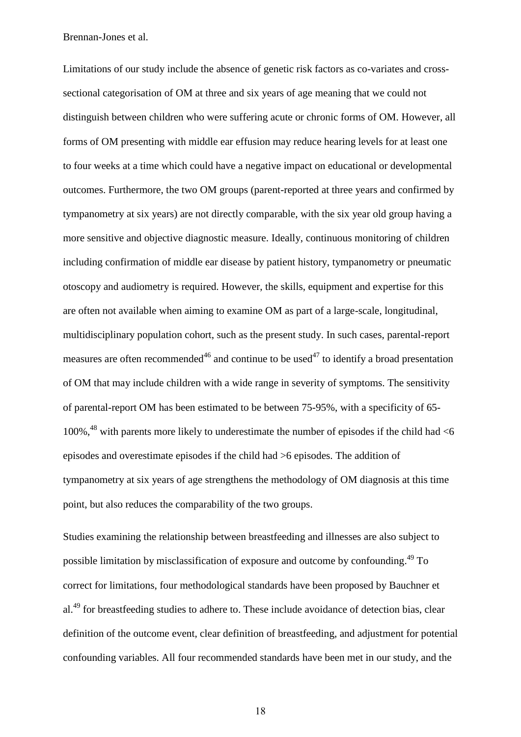Limitations of our study include the absence of genetic risk factors as co-variates and cross-sectional categorisation of OM at three and six years of age meaning that we could not distinguish between children who were suffering acute or chronic forms of OM. However, all forms of OM presenting with middle ear effusion may reduce hearing levels for at least one to four weeks at a time which could have a negative impact on educational or developmental outcomes. Furthermore, the two OM groups (parent-reported at three years and confirmed by tympanometry at six years) are not directly comparable, with the six year old group having a more sensitive and objective diagnostic measure. Ideally, continuous monitoring of children including confirmation of middle ear disease by patient history, tympanometry or pneumatic otoscopy and audiometry is required. However, the skills, equipment and expertise for this are often not available when aiming to examine OM as part of a large-scale, longitudinal, multidisciplinary population cohort, such as the present study. In such cases, parental-report measures are often recommended[46] and continue to be used[47] to identify a broad presentation of OM that may include children with a wide range in severity of symptoms. The sensitivity of parental-report OM has been estimated to be between 75-95%, with a specificity of 65-100%,[48] with parents more likely to underestimate the number of episodes if the child had <6 episodes and overestimate episodes if the child had >6 episodes. The addition of tympanometry at six years of age strengthens the methodology of OM diagnosis at this time point, but also reduces the comparability of the two groups.

Studies examining the relationship between breastfeeding and illnesses are also subject to possible limitation by misclassification of exposure and outcome by confounding.[49] To correct for limitations, four methodological standards have been proposed by Bauchner et al.[49] for breastfeeding studies to adhere to. These include avoidance of detection bias, clear definition of the outcome event, clear definition of breastfeeding, and adjustment for potential confounding variables. All four recommended standards have been met in our study, and the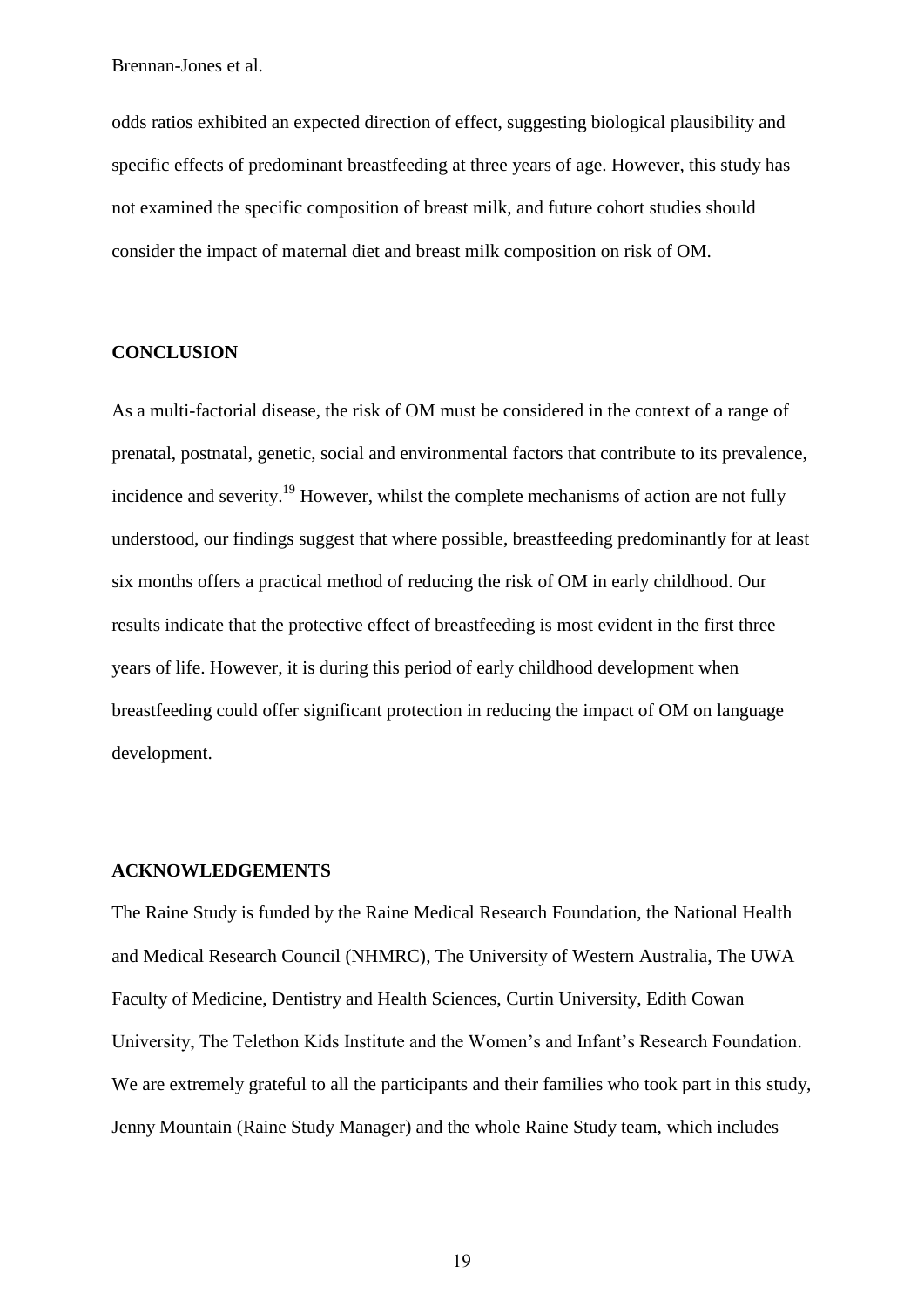odds ratios exhibited an expected direction of effect, suggesting biological plausibility and specific effects of predominant breastfeeding at three years of age. However, this study has not examined the specific composition of breast milk, and future cohort studies should consider the impact of maternal diet and breast milk composition on risk of OM.

## CONCLUSION

As a multi-factorial disease, the risk of OM must be considered in the context of a range of prenatal, postnatal, genetic, social and environmental factors that contribute to its prevalence, incidence and severity.[19] However, whilst the complete mechanisms of action are not fully understood, our findings suggest that where possible, breastfeeding predominantly for at least six months offers a practical method of reducing the risk of OM in early childhood. Our results indicate that the protective effect of breastfeeding is most evident in the first three years of life. However, it is during this period of early childhood development when breastfeeding could offer significant protection in reducing the impact of OM on language development.

## ACKNOWLEDGEMENTS

The Raine Study is funded by the Raine Medical Research Foundation, the National Health and Medical Research Council (NHMRC), The University of Western Australia, The UWA Faculty of Medicine, Dentistry and Health Sciences, Curtin University, Edith Cowan University, The Telethon Kids Institute and the Women's and Infant's Research Foundation. We are extremely grateful to all the participants and their families who took part in this study, Jenny Mountain (Raine Study Manager) and the whole Raine Study team, which includes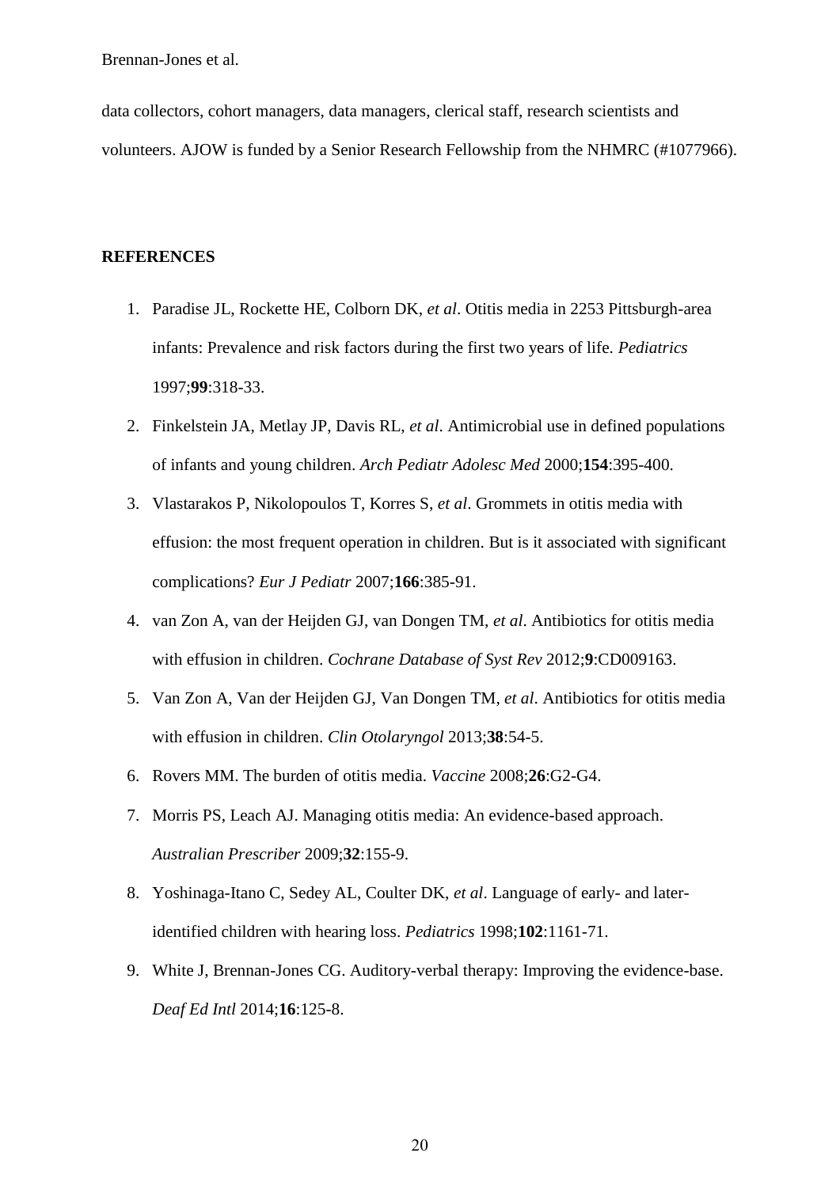data collectors, cohort managers, data managers, clerical staff, research scientists and volunteers. AJOW is funded by a Senior Research Fellowship from the NHMRC (#1077966).

## REFERENCES

1. Paradise JL, Rockette HE, Colborn DK, *et al*. Otitis media in 2253 Pittsburgh-area infants: Prevalence and risk factors during the first two years of life. *Pediatrics* 1997;**99**:318-33.
2. Finkelstein JA, Metlay JP, Davis RL, *et al*. Antimicrobial use in defined populations of infants and young children. *Arch Pediatr Adolesc Med* 2000;**154**:395-400.
3. Vlastarakos P, Nikolopoulos T, Korres S, *et al*. Grommets in otitis media with effusion: the most frequent operation in children. But is it associated with significant complications? *Eur J Pediatr* 2007;**166**:385-91.
4. van Zon A, van der Heijden GJ, van Dongen TM, *et al*. Antibiotics for otitis media with effusion in children. *Cochrane Database of Syst Rev* 2012;**9**:CD009163.
5. Van Zon A, Van der Heijden GJ, Van Dongen TM, *et al*. Antibiotics for otitis media with effusion in children. *Clin Otolaryngol* 2013;**38**:54-5.
6. Rovers MM. The burden of otitis media. *Vaccine* 2008;**26**:G2-G4.
7. Morris PS, Leach AJ. Managing otitis media: An evidence-based approach. *Australian Prescriber* 2009;**32**:155-9.
8. Yoshinaga-Itano C, Sedey AL, Coulter DK, *et al*. Language of early- and later-identified children with hearing loss. *Pediatrics* 1998;**102**:1161-71.
9. White J, Brennan-Jones CG. Auditory-verbal therapy: Improving the evidence-base. *Deaf Ed Intl* 2014;**16**:125-8.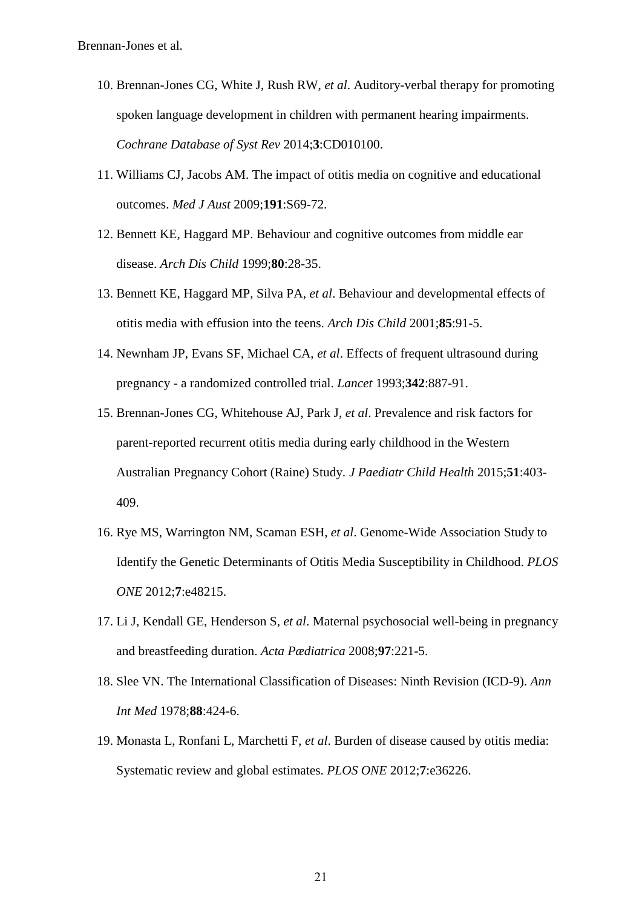10. Brennan-Jones CG, White J, Rush RW, *et al*. Auditory-verbal therapy for promoting spoken language development in children with permanent hearing impairments. *Cochrane Database of Syst Rev* 2014;**3**:CD010100.
11. Williams CJ, Jacobs AM. The impact of otitis media on cognitive and educational outcomes. *Med J Aust* 2009;**191**:S69-72.
12. Bennett KE, Haggard MP. Behaviour and cognitive outcomes from middle ear disease. *Arch Dis Child* 1999;**80**:28-35.
13. Bennett KE, Haggard MP, Silva PA, *et al*. Behaviour and developmental effects of otitis media with effusion into the teens. *Arch Dis Child* 2001;**85**:91-5.
14. Newnham JP, Evans SF, Michael CA, *et al*. Effects of frequent ultrasound during pregnancy - a randomized controlled trial. *Lancet* 1993;**342**:887-91.
15. Brennan-Jones CG, Whitehouse AJ, Park J, *et al*. Prevalence and risk factors for parent-reported recurrent otitis media during early childhood in the Western Australian Pregnancy Cohort (Raine) Study. *J Paediatr Child Health* 2015;**51**:403-409.
16. Rye MS, Warrington NM, Scaman ESH, *et al*. Genome-Wide Association Study to Identify the Genetic Determinants of Otitis Media Susceptibility in Childhood. *PLOS ONE* 2012;**7**:e48215.
17. Li J, Kendall GE, Henderson S, *et al*. Maternal psychosocial well-being in pregnancy and breastfeeding duration. *Acta Pædiatrica* 2008;**97**:221-5.
18. Slee VN. The International Classification of Diseases: Ninth Revision (ICD-9). *Ann Int Med* 1978;**88**:424-6.
19. Monasta L, Ronfani L, Marchetti F, *et al*. Burden of disease caused by otitis media: Systematic review and global estimates. *PLOS ONE* 2012;**7**:e36226.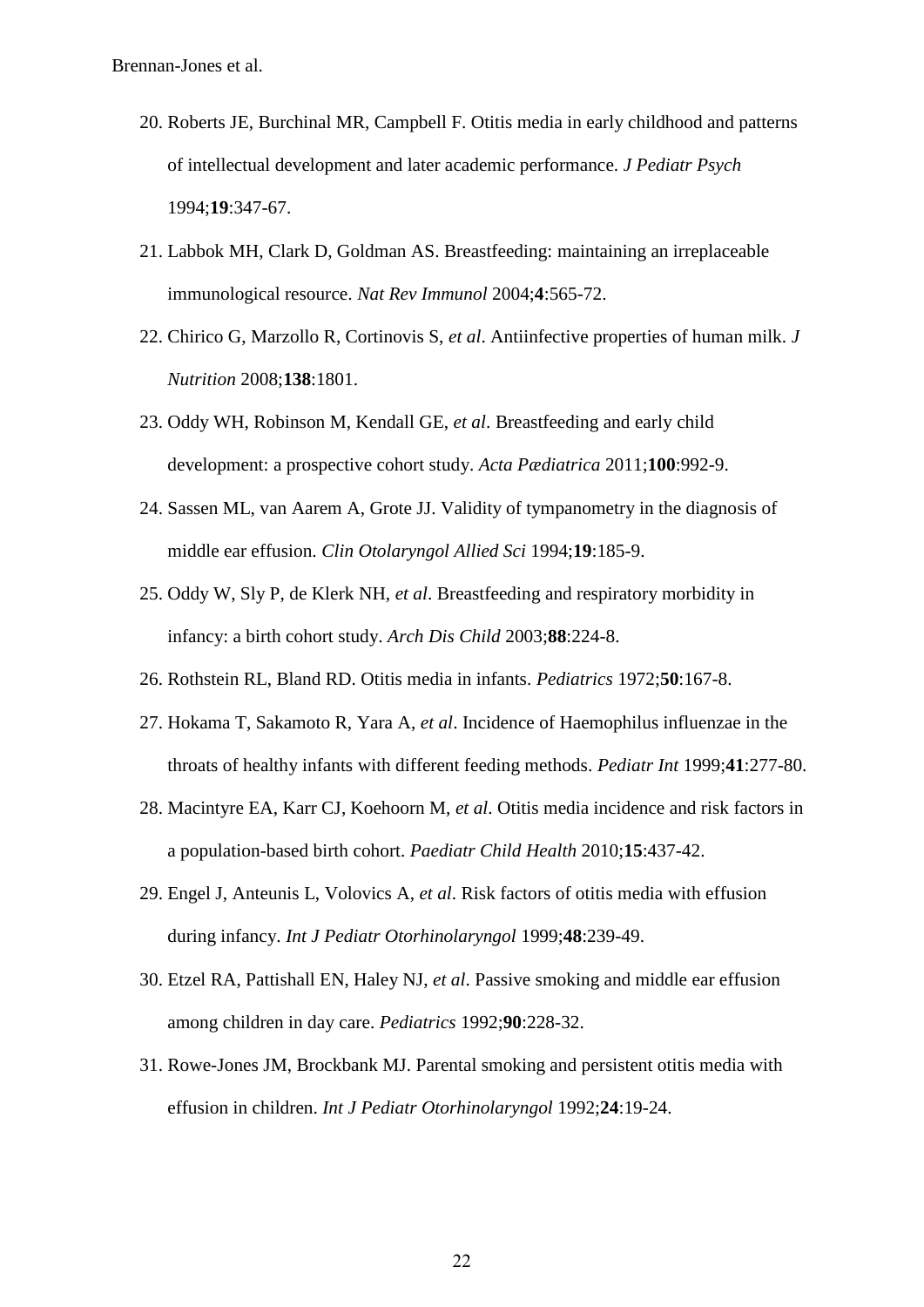20. Roberts JE, Burchinal MR, Campbell F. Otitis media in early childhood and patterns of intellectual development and later academic performance. *J Pediatr Psych* 1994;**19**:347-67.

21. Labbok MH, Clark D, Goldman AS. Breastfeeding: maintaining an irreplaceable immunological resource. *Nat Rev Immunol* 2004;**4**:565-72.

22. Chirico G, Marzollo R, Cortinovis S, *et al*. Antiinfective properties of human milk. *J Nutrition* 2008;**138**:1801.

23. Oddy WH, Robinson M, Kendall GE, *et al*. Breastfeeding and early child development: a prospective cohort study. *Acta Pædiatrica* 2011;**100**:992-9.

24. Sassen ML, van Aarem A, Grote JJ. Validity of tympanometry in the diagnosis of middle ear effusion. *Clin Otolaryngol Allied Sci* 1994;**19**:185-9.

25. Oddy W, Sly P, de Klerk NH, *et al*. Breastfeeding and respiratory morbidity in infancy: a birth cohort study. *Arch Dis Child* 2003;**88**:224-8.

26. Rothstein RL, Bland RD. Otitis media in infants. *Pediatrics* 1972;**50**:167-8.

27. Hokama T, Sakamoto R, Yara A, *et al*. Incidence of Haemophilus influenzae in the throats of healthy infants with different feeding methods. *Pediatr Int* 1999;**41**:277-80.

28. Macintyre EA, Karr CJ, Koehoorn M, *et al*. Otitis media incidence and risk factors in a population-based birth cohort. *Paediatr Child Health* 2010;**15**:437-42.

29. Engel J, Anteunis L, Volovics A, *et al*. Risk factors of otitis media with effusion during infancy. *Int J Pediatr Otorhinolaryngol* 1999;**48**:239-49.

30. Etzel RA, Pattishall EN, Haley NJ, *et al*. Passive smoking and middle ear effusion among children in day care. *Pediatrics* 1992;**90**:228-32.

31. Rowe-Jones JM, Brockbank MJ. Parental smoking and persistent otitis media with effusion in children. *Int J Pediatr Otorhinolaryngol* 1992;**24**:19-24.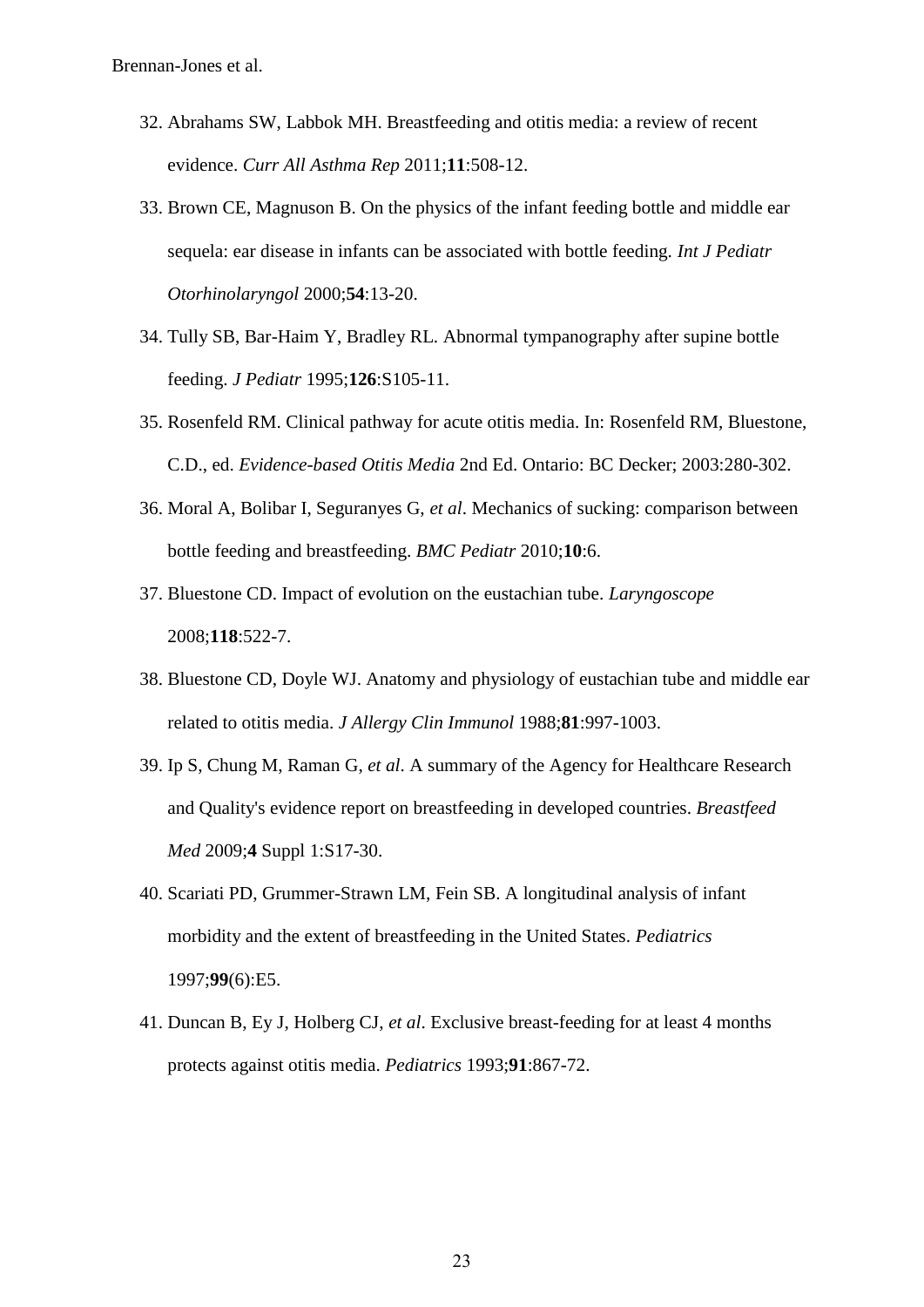32. Abrahams SW, Labbok MH. Breastfeeding and otitis media: a review of recent evidence. *Curr All Asthma Rep* 2011;**11**:508-12.
33. Brown CE, Magnuson B. On the physics of the infant feeding bottle and middle ear sequela: ear disease in infants can be associated with bottle feeding. *Int J Pediatr Otorhinolaryngol* 2000;**54**:13-20.
34. Tully SB, Bar-Haim Y, Bradley RL. Abnormal tympanography after supine bottle feeding. *J Pediatr* 1995;**126**:S105-11.
35. Rosenfeld RM. Clinical pathway for acute otitis media. In: Rosenfeld RM, Bluestone, C.D., ed. *Evidence-based Otitis Media* 2nd Ed. Ontario: BC Decker; 2003:280-302.
36. Moral A, Bolibar I, Seguranyes G, *et al*. Mechanics of sucking: comparison between bottle feeding and breastfeeding. *BMC Pediatr* 2010;**10**:6.
37. Bluestone CD. Impact of evolution on the eustachian tube. *Laryngoscope* 2008;**118**:522-7.
38. Bluestone CD, Doyle WJ. Anatomy and physiology of eustachian tube and middle ear related to otitis media. *J Allergy Clin Immunol* 1988;**81**:997-1003.
39. Ip S, Chung M, Raman G, *et al*. A summary of the Agency for Healthcare Research and Quality's evidence report on breastfeeding in developed countries. *Breastfeed Med* 2009;**4** Suppl 1:S17-30.
40. Scariati PD, Grummer-Strawn LM, Fein SB. A longitudinal analysis of infant morbidity and the extent of breastfeeding in the United States. *Pediatrics* 1997;**99**(6):E5.
41. Duncan B, Ey J, Holberg CJ, *et al*. Exclusive breast-feeding for at least 4 months protects against otitis media. *Pediatrics* 1993;**91**:867-72.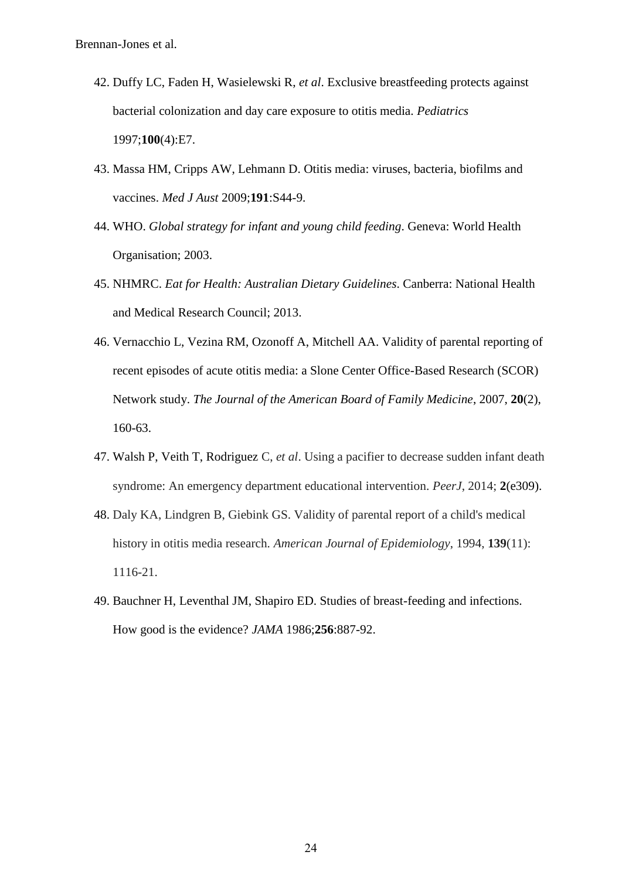42. Duffy LC, Faden H, Wasielewski R, *et al*. Exclusive breastfeeding protects against bacterial colonization and day care exposure to otitis media. *Pediatrics* 1997;**100**(4):E7.
43. Massa HM, Cripps AW, Lehmann D. Otitis media: viruses, bacteria, biofilms and vaccines. *Med J Aust* 2009;**191**:S44-9.
44. WHO. *Global strategy for infant and young child feeding*. Geneva: World Health Organisation; 2003.
45. NHMRC. *Eat for Health: Australian Dietary Guidelines*. Canberra: National Health and Medical Research Council; 2013.
46. Vernacchio L, Vezina RM, Ozonoff A, Mitchell AA. Validity of parental reporting of recent episodes of acute otitis media: a Slone Center Office-Based Research (SCOR) Network study. *The Journal of the American Board of Family Medicine*, 2007, **20**(2), 160-63.
47. Walsh P, Veith T, Rodriguez C, *et al*. Using a pacifier to decrease sudden infant death syndrome: An emergency department educational intervention. *PeerJ*, 2014; **2**(e309).
48. Daly KA, Lindgren B, Giebink GS. Validity of parental report of a child's medical history in otitis media research. *American Journal of Epidemiology*, 1994, **139**(11): 1116-21.
49. Bauchner H, Leventhal JM, Shapiro ED. Studies of breast-feeding and infections. How good is the evidence? *JAMA* 1986;**256**:887-92.